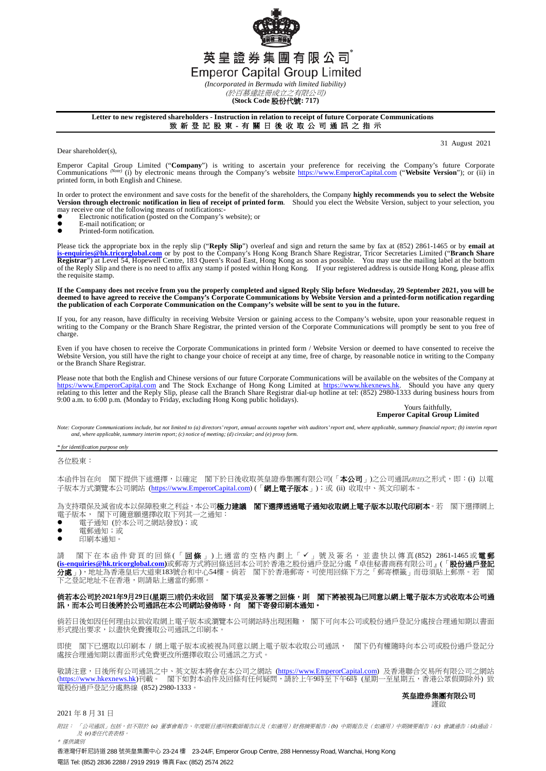# 英皇證券集團有限公司*

# Emperor Capital Group Limited

*(Incorporated in Bermuda with limited liability)*

*(於百慕達註冊成立之有限公司)*

**(Stock Code 股份代號: 717)**

**Letter to new registered shareholders - Instruction in relation to receipt of future Corporate Communications**
**致新登記股東 - 有關日後收取公司通訊之指示**

31 August 2021

Dear shareholder(s),

Emperor Capital Group Limited ("**Company**") is writing to ascertain your preference for receiving the Company's future Corporate Communications *(Note)* (i) by electronic means through the Company's website https://www.EmperorCapital.com ("**Website Version**"); or (ii) in printed form, in both English and Chinese.

In order to protect the environment and save costs for the benefit of the shareholders, the Company **highly recommends you to select the Website Version through electronic notification in lieu of receipt of printed form**. Should you elect the Website Version, subject to your selection, you may receive one of the following means of notifications:-

- Electronic notification (posted on the Company's website); or
- E-mail notification; or
- Printed-form notification.

Please tick the appropriate box in the reply slip ("**Reply Slip**") overleaf and sign and return the same by fax at (852) 2861-1465 or by **email at is-enquiries@hk.tricorglobal.com** or by post to the Company's Hong Kong Branch Share Registrar, Tricor Secretaries Limited ("**Branch Share Registrar**") at Level 54, Hopewell Centre, 183 Queen's Road East, Hong Kong as soon as possible. You may use the mailing label at the bottom of the Reply Slip and there is no need to affix any stamp if posted within Hong Kong. If your registered address is outside Hong Kong, please affix the requisite stamp.

**If the Company does not receive from you the properly completed and signed Reply Slip before Wednesday, 29 September 2021, you will be deemed to have agreed to receive the Company's Corporate Communications by Website Version and a printed-form notification regarding the publication of each Corporate Communication on the Company's website will be sent to you in the future.**

If you, for any reason, have difficulty in receiving Website Version or gaining access to the Company's website, upon your reasonable request in writing to the Company or the Branch Share Registrar, the printed version of the Corporate Communications will promptly be sent to you free of charge.

Even if you have chosen to receive the Corporate Communications in printed form / Website Version or deemed to have consented to receive the Website Version, you still have the right to change your choice of receipt at any time, free of charge, by reasonable notice in writing to the Company or the Branch Share Registrar.

Please note that both the English and Chinese versions of our future Corporate Communications will be available on the websites of the Company at https://www.EmperorCapital.com and The Stock Exchange of Hong Kong Limited at https://www.hkexnews.hk. Should you have any query relating to this letter and the Reply Slip, please call the Branch Share Registrar dial-up hotline at tel: (852) 2980-1333 during business hours from 9:00 a.m. to 6:00 p.m. (Monday to Friday, excluding Hong Kong public holidays).

Yours faithfully,
**Emperor Capital Group Limited**

*Note: Corporate Communications include, but not limited to (a) directors' report, annual accounts together with auditors' report and, where applicable, summary financial report; (b) interim report and, where applicable, summary interim report; (c) notice of meeting; (d) circular; and (e) proxy form.*

*\* for identification purpose only*

---

各位股東：

本函件旨在向　閣下提供下述選擇，以確定　閣下於日後收取英皇證券集團有限公司(「**本公司**」)之公司通訊*(附註)*之形式，即：(i) 以電子版本方式瀏覽本公司網站 (https://www.EmperorCapital.com) (「**網上電子版本**」)；或 (ii) 收取中、英文印刷本。

為支持環保及減省成本以保障股東之利益，本公司**極力建議　閣下選擇透過電子通知收取網上電子版本以取代印刷本**。若　閣下選擇網上電子版本，　閣下可隨意願選擇收取下列其一之通知：

- 電子通知 (於本公司之網站發放)；或
- 電郵通知；或
- 印刷本通知。

請　閣下在本函件背頁的回條(「**回條**」)上適當的空格內劃上「✓」號及簽名，並盡快以傳真(852) 2861-1465或**電郵(is-enquiries@hk.tricorglobal.com)**或郵寄方式將回條送回本公司於香港之股份過戶登記分處『卓佳秘書商務有限公司』(「**股份過戶登記分處**」)，地址為香港皇后大道東183號合和中心54樓。倘若　閣下於香港郵寄，可使用回條下方之「郵寄標籤」而毋須貼上郵票。若　閣下之登記地址不在香港，則請貼上適當的郵票。

**倘若本公司於2021年9月29日(星期三)前仍未收回　閣下填妥及簽署之回條，則　閣下將被視為已同意以網上電子版本方式收取本公司通訊，而本公司日後將於公司通訊在本公司網站發佈時，向　閣下寄發印刷本通知。**

倘若日後如因任何理由以致收取網上電子版本或瀏覽本公司網站時出現困難，　閣下可向本公司或股份過戶登記分處按合理通知期以書面形式提出要求，以盡快免費獲取公司通訊之印刷本。

即使　閣下已選取以印刷本 / 網上電子版本或被視為同意以網上電子版本收取公司通訊，　閣下仍有權隨時向本公司或股份過戶登記分處按合理通知期以書面形式免費更改所選擇收取公司通訊之方式。

敬請注意，日後所有公司通訊之中、英文版本將會在本公司之網站 (https://www.EmperorCapital.com) 及香港聯合交易所有限公司之網站 (https://www.hkexnews.hk)刊載。　閣下如對本函件及回條有任何疑問，請於上午9時至下午6時 (星期一至星期五，香港公眾假期除外) 致電股份過戶登記分處熱線 (852) 2980-1333。

**英皇證券集團有限公司**
謹啟

2021 年 8 月 31 日

*附註：「公司通訊」包括，但不限於 (a) 董事會報告、年度賬目連同核數師報告以及（如適用）財務摘要報告；(b) 中期報告及（如適用）中期摘要報告；(c) 會議通告；(d)通函；及 (e)委任代表表格。*

*\* 僅供識別*

香港灣仔軒尼詩道 288 號英皇集團中心 23-24 樓　23-24/F, Emperor Group Centre, 288 Hennessy Road, Wanchai, Hong Kong

電話 Tel: (852) 2836 2288 / 2919 2919 傳真 Fax: (852) 2574 2622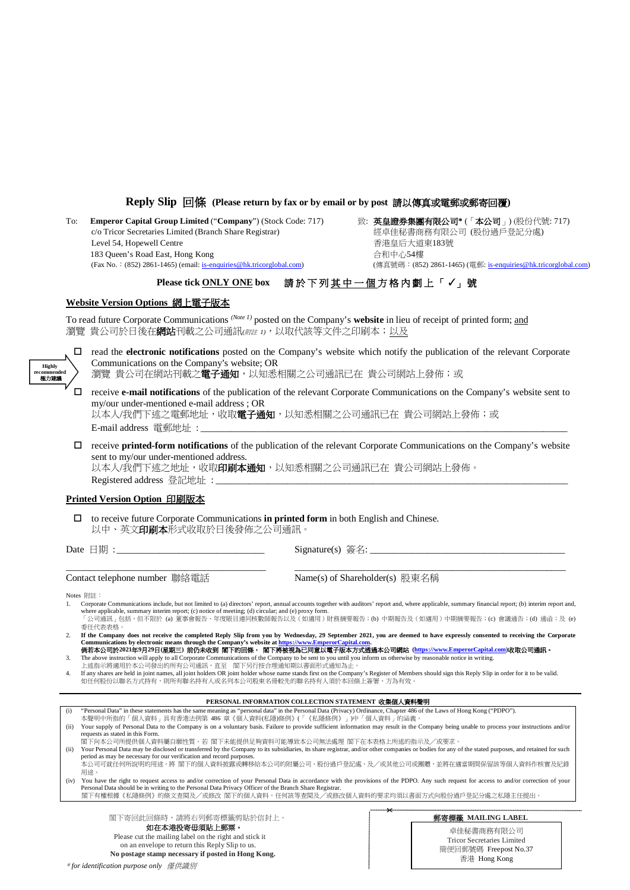# Reply Slip 回條 (Please return by fax or by email or by post 請以傳真或電郵或郵寄回覆)

To: **Emperor Capital Group Limited** ("**Company**") (Stock Code: 717)
c/o Tricor Secretaries Limited (Branch Share Registrar)
Level 54, Hopewell Centre
183 Queen's Road East, Hong Kong
(Fax No.：(852) 2861-1465) (email: is-enquiries@hk.tricorglobal.com)

致: **英皇證券集團有限公司*** (「**本公司**」) (股份代號: 717)
經卓佳秘書商務有限公司 (股份過戶登記分處)
香港皇后大道東183號
合和中心54樓
(傳真號碼：(852) 2861-1465) (電郵: is-enquiries@hk.tricorglobal.com)

**Please tick ONLY ONE box 請於下列其中一個方格內劃上「✓」號**

## Website Version Options 網上電子版本

To read future Corporate Communications *(Note 1)* posted on the Company's **website** in lieu of receipt of printed form; and
瀏覽 貴公司於日後在**網站**刊載之公司通訊*(附註 1)*，以取代該等文件之印刷本；以及

**Highly recommended 極力建議**

☐ read the **electronic notifications** posted on the Company's website which notify the publication of the relevant Corporate Communications on the Company's website; OR
瀏覽 貴公司在網站刊載之**電子通知**，以知悉相關之公司通訊已在 貴公司網站上發佈；或

☐ receive **e-mail notifications** of the publication of the relevant Corporate Communications on the Company's website sent to my/our under-mentioned e-mail address ; OR
以本人/我們下述之電郵地址，收取**電子通知**，以知悉相關之公司通訊已在 貴公司網站上發佈；或
E-mail address 電郵地址 :\_\_\_\_\_\_\_\_\_\_\_\_\_\_\_\_\_\_\_\_\_\_\_\_\_\_\_\_\_\_\_\_\_\_\_\_\_\_\_\_

☐ receive **printed-form notifications** of the publication of the relevant Corporate Communications on the Company's website sent to my/our under-mentioned address.
以本人/我們下述之地址，收取**印刷本通知**，以知悉相關之公司通訊已在 貴公司網站上發佈。
Registered address 登記地址 :\_\_\_\_\_\_\_\_\_\_\_\_\_\_\_\_\_\_\_\_\_\_\_\_\_\_\_\_\_\_\_\_\_\_\_\_\_\_\_\_

## Printed Version Option 印刷版本

☐ to receive future Corporate Communications **in printed form** in both English and Chinese.
以中、英文**印刷本**形式收取於日後發佈之公司通訊。

Date 日期 :\_\_\_\_\_\_\_\_\_\_\_\_\_\_\_\_\_\_\_\_ Signature(s) 簽名: \_\_\_\_\_\_\_\_\_\_\_\_\_\_\_\_\_\_\_\_

Contact telephone number 聯絡電話 \_\_\_\_\_\_\_\_\_\_\_\_\_\_\_\_\_\_\_\_ Name(s) of Shareholder(s) 股東名稱 \_\_\_\_\_\_\_\_\_\_\_\_\_\_\_\_\_\_\_\_

Notes 附註：

1. Corporate Communications include, but not limited to (a) directors' report, annual accounts together with auditors' report and, where applicable, summary financial report; (b) interim report and, where applicable, summary interim report; (c) notice of meeting; (d) circular; and (e) proxy form.
「公司通訊」包括，但不限於 (a) 董事會報告、年度賬目連同核數師報告以及（如適用）財務摘要報告；(b) 中期報告及（如適用）中期摘要報告；(c) 會議通告；(d) 通函；及 (e) 委任代表表格。
2. **If the Company does not receive the completed Reply Slip from you by Wednesday, 29 September 2021, you are deemed to have expressly consented to receiving the Corporate Communications by electronic means through the Company's website at https://www.EmperorCapital.com.**
**倘若本公司於2021年9月29日(星期三) 前仍未收到 閣下的回條， 閣下將被視為已同意以電子版本方式透過本公司網站 (https://www.EmperorCapital.com)收取公司通訊。**
3. The above instruction will apply to all Corporate Communications of the Company to be sent to you until you inform us otherwise by reasonable notice in writing.
上述指示將適用於本公司發出的所有公司通訊，直至 閣下另行按合理通知期以書面形式通知為止。
4. If any shares are held in joint names, all joint holders OR joint holder whose name stands first on the Company's Register of Members should sign this Reply Slip in order for it to be valid.
如任何股份以聯名方式持有，則所有聯名持有人或名列本公司股東名冊較先的聯名持有人須於本回條上簽署，方為有效。

**PERSONAL INFORMATION COLLECTION STATEMENT 收集個人資料聲明**

(i) "Personal Data" in these statements has the same meaning as "personal data" in the Personal Data (Privacy) Ordinance, Chapter 486 of the Laws of Hong Kong ("PDPO").
本聲明中所指的「個人資料」具有香港法例第 486 章《個人資料(私隱)條例》(「《私隱條例》」)中「個人資料」的涵義。

(ii) Your supply of Personal Data to the Company is on a voluntary basis. Failure to provide sufficient information may result in the Company being unable to process your instructions and/or requests as stated in this Form.
閣下向本公司所提供個人資料屬自願性質。若 閣下未能提供足夠資料可能導致本公司無法處理 閣下在本表格上所述的指示及／或要求。

(ii) Your Personal Data may be disclosed or transferred by the Company to its subsidiaries, its share registrar, and/or other companies or bodies for any of the stated purposes, and retained for such period as may be necessary for our verification and record purposes.
本公司可就任何所說明的用途，將 閣下的個人資料披露或轉移給本公司的附屬公司、股份過戶登記處、及／或其他公司或團體，並將在適當期間保留該等個人資料作核實及紀錄用途。

(iv) You have the right to request access to and/or correction of your Personal Data in accordance with the provisions of the PDPO. Any such request for access to and/or correction of your Personal Data should be in writing to the Personal Data Privacy Officer of the Branch Share Registrar.
閣下有權根據《私隱條例》的條文查閱及／或修改 閣下的個人資料。任何該等查閱及／或修改個人資料的要求均須以書面方式向股份過戶登記分處之私隱主任提出。

閣下寄回此回條時，請將右列郵寄標籤剪貼於信封上。
**如在本港投寄毋須貼上郵票。**
Please cut the mailing label on the right and stick it on an envelope to return this Reply Slip to us.
**No postage stamp necessary if posted in Hong Kong.**

**郵寄標籤 MAILING LABEL**

卓佳秘書商務有限公司
Tricor Secretaries Limited
簡便回郵號碼 Freepost No.37
香港 Hong Kong

*\* for identification purpose only 僅供識別*